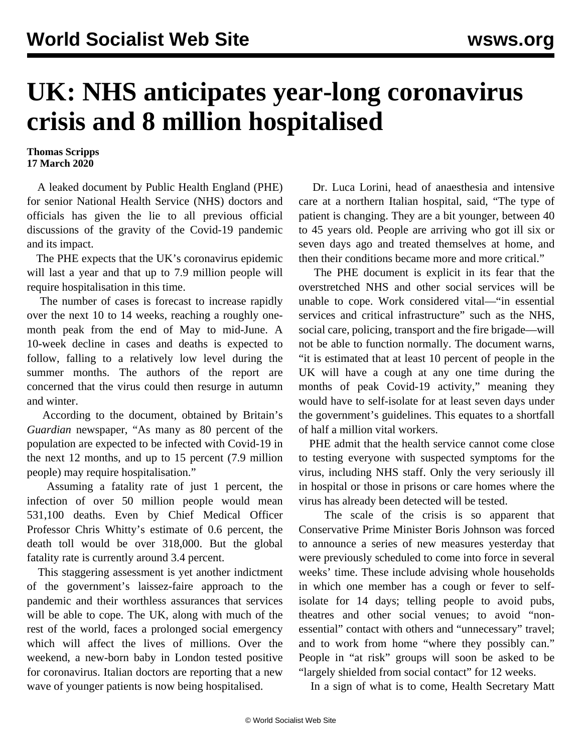# UK: NHS anticipates year-long coronavirus crisis and 8 million hospitalised

**Thomas Scripps**
**17 March 2020**

A leaked document by Public Health England (PHE) for senior National Health Service (NHS) doctors and officials has given the lie to all previous official discussions of the gravity of the Covid-19 pandemic and its impact.

The PHE expects that the UK's coronavirus epidemic will last a year and that up to 7.9 million people will require hospitalisation in this time.

The number of cases is forecast to increase rapidly over the next 10 to 14 weeks, reaching a roughly one-month peak from the end of May to mid-June. A 10-week decline in cases and deaths is expected to follow, falling to a relatively low level during the summer months. The authors of the report are concerned that the virus could then resurge in autumn and winter.

According to the document, obtained by Britain's *Guardian* newspaper, "As many as 80 percent of the population are expected to be infected with Covid-19 in the next 12 months, and up to 15 percent (7.9 million people) may require hospitalisation."

Assuming a fatality rate of just 1 percent, the infection of over 50 million people would mean 531,100 deaths. Even by Chief Medical Officer Professor Chris Whitty's estimate of 0.6 percent, the death toll would be over 318,000. But the global fatality rate is currently around 3.4 percent.

This staggering assessment is yet another indictment of the government's laissez-faire approach to the pandemic and their worthless assurances that services will be able to cope. The UK, along with much of the rest of the world, faces a prolonged social emergency which will affect the lives of millions. Over the weekend, a new-born baby in London tested positive for coronavirus. Italian doctors are reporting that a new wave of younger patients is now being hospitalised.

Dr. Luca Lorini, head of anaesthesia and intensive care at a northern Italian hospital, said, "The type of patient is changing. They are a bit younger, between 40 to 45 years old. People are arriving who got ill six or seven days ago and treated themselves at home, and then their conditions became more and more critical."

The PHE document is explicit in its fear that the overstretched NHS and other social services will be unable to cope. Work considered vital—"in essential services and critical infrastructure" such as the NHS, social care, policing, transport and the fire brigade—will not be able to function normally. The document warns, "it is estimated that at least 10 percent of people in the UK will have a cough at any one time during the months of peak Covid-19 activity," meaning they would have to self-isolate for at least seven days under the government's guidelines. This equates to a shortfall of half a million vital workers.

PHE admit that the health service cannot come close to testing everyone with suspected symptoms for the virus, including NHS staff. Only the very seriously ill in hospital or those in prisons or care homes where the virus has already been detected will be tested.

The scale of the crisis is so apparent that Conservative Prime Minister Boris Johnson was forced to announce a series of new measures yesterday that were previously scheduled to come into force in several weeks' time. These include advising whole households in which one member has a cough or fever to self-isolate for 14 days; telling people to avoid pubs, theatres and other social venues; to avoid "non-essential" contact with others and "unnecessary" travel; and to work from home "where they possibly can." People in "at risk" groups will soon be asked to be "largely shielded from social contact" for 12 weeks.

In a sign of what is to come, Health Secretary Matt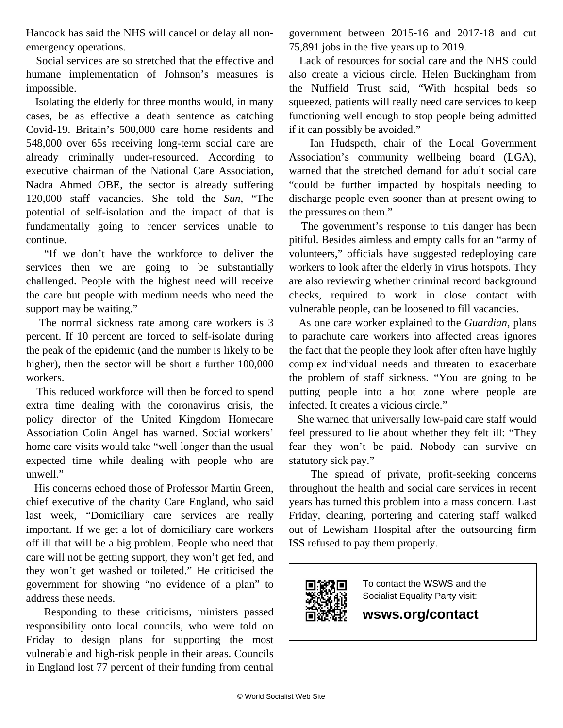Hancock has said the NHS will cancel or delay all non-emergency operations.

Social services are so stretched that the effective and humane implementation of Johnson's measures is impossible.

Isolating the elderly for three months would, in many cases, be as effective a death sentence as catching Covid-19. Britain's 500,000 care home residents and 548,000 over 65s receiving long-term social care are already criminally under-resourced. According to executive chairman of the National Care Association, Nadra Ahmed OBE, the sector is already suffering 120,000 staff vacancies. She told the *Sun*, "The potential of self-isolation and the impact of that is fundamentally going to render services unable to continue.

"If we don't have the workforce to deliver the services then we are going to be substantially challenged. People with the highest need will receive the care but people with medium needs who need the support may be waiting."

The normal sickness rate among care workers is 3 percent. If 10 percent are forced to self-isolate during the peak of the epidemic (and the number is likely to be higher), then the sector will be short a further 100,000 workers.

This reduced workforce will then be forced to spend extra time dealing with the coronavirus crisis, the policy director of the United Kingdom Homecare Association Colin Angel has warned. Social workers' home care visits would take "well longer than the usual expected time while dealing with people who are unwell."

His concerns echoed those of Professor Martin Green, chief executive of the charity Care England, who said last week, "Domiciliary care services are really important. If we get a lot of domiciliary care workers off ill that will be a big problem. People who need that care will not be getting support, they won't get fed, and they won't get washed or toileted." He criticised the government for showing "no evidence of a plan" to address these needs.

Responding to these criticisms, ministers passed responsibility onto local councils, who were told on Friday to design plans for supporting the most vulnerable and high-risk people in their areas. Councils in England lost 77 percent of their funding from central government between 2015-16 and 2017-18 and cut 75,891 jobs in the five years up to 2019.

Lack of resources for social care and the NHS could also create a vicious circle. Helen Buckingham from the Nuffield Trust said, "With hospital beds so squeezed, patients will really need care services to keep functioning well enough to stop people being admitted if it can possibly be avoided."

Ian Hudspeth, chair of the Local Government Association's community wellbeing board (LGA), warned that the stretched demand for adult social care "could be further impacted by hospitals needing to discharge people even sooner than at present owing to the pressures on them."

The government's response to this danger has been pitiful. Besides aimless and empty calls for an "army of volunteers," officials have suggested redeploying care workers to look after the elderly in virus hotspots. They are also reviewing whether criminal record background checks, required to work in close contact with vulnerable people, can be loosened to fill vacancies.

As one care worker explained to the *Guardian*, plans to parachute care workers into affected areas ignores the fact that the people they look after often have highly complex individual needs and threaten to exacerbate the problem of staff sickness. "You are going to be putting people into a hot zone where people are infected. It creates a vicious circle."

She warned that universally low-paid care staff would feel pressured to lie about whether they felt ill: "They fear they won't be paid. Nobody can survive on statutory sick pay."

The spread of private, profit-seeking concerns throughout the health and social care services in recent years has turned this problem into a mass concern. Last Friday, cleaning, portering and catering staff walked out of Lewisham Hospital after the outsourcing firm ISS refused to pay them properly.

To contact the WSWS and the Socialist Equality Party visit:

**wsws.org/contact**